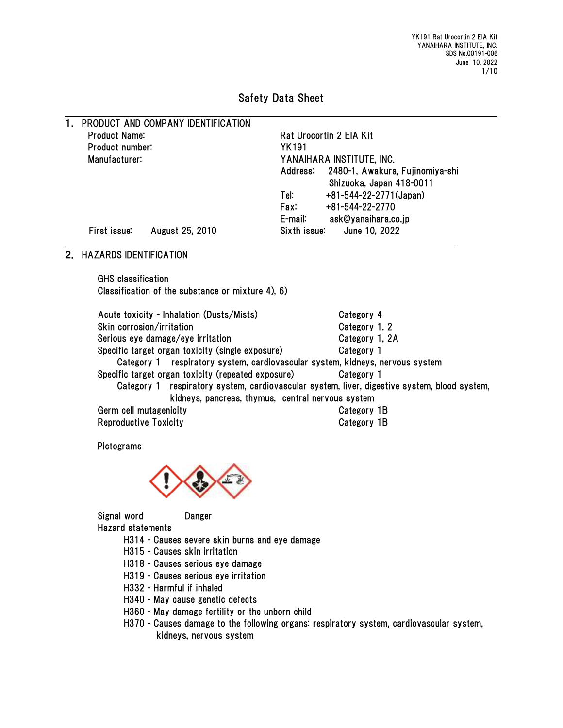# Safety Data Sheet

## 1. PRODUCT AND COMPANY IDENTIFICATION

| | |
|---|---|
| Product Name: | Rat Urocortin 2 EIA Kit |
| Product number: | YK191 |
| Manufacturer: | YANAIHARA INSTITUTE, INC. |
| | Address: 2480-1, Awakura, Fujinomiya-shi Shizuoka, Japan 418-0011 |
| | Tel: +81-544-22-2771(Japan) |
| | Fax: +81-544-22-2770 |
| | E-mail: ask@yanaihara.co.jp |
| First issue: August 25, 2010 | Sixth issue: June 10, 2022 |

## 2. HAZARDS IDENTIFICATION

GHS classification

Classification of the substance or mixture 4), 6)

| | |
|---|---|
| Acute toxicity - Inhalation (Dusts/Mists) | Category 4 |
| Skin corrosion/irritation | Category 1, 2 |
| Serious eye damage/eye irritation | Category 1, 2A |
| Specific target organ toxicity (single exposure) | Category 1 |

Category 1 respiratory system, cardiovascular system, kidneys, nervous system

| | |
|---|---|
| Specific target organ toxicity (repeated exposure) | Category 1 |

Category 1 respiratory system, cardiovascular system, liver, digestive system, blood system, kidneys, pancreas, thymus, central nervous system

| | |
|---|---|
| Germ cell mutagenicity | Category 1B |
| Reproductive Toxicity | Category 1B |

Pictograms

Signal word Danger

Hazard statements

- H314 - Causes severe skin burns and eye damage
- H315 - Causes skin irritation
- H318 - Causes serious eye damage
- H319 - Causes serious eye irritation
- H332 - Harmful if inhaled
- H340 - May cause genetic defects
- H360 - May damage fertility or the unborn child
- H370 - Causes damage to the following organs: respiratory system, cardiovascular system, kidneys, nervous system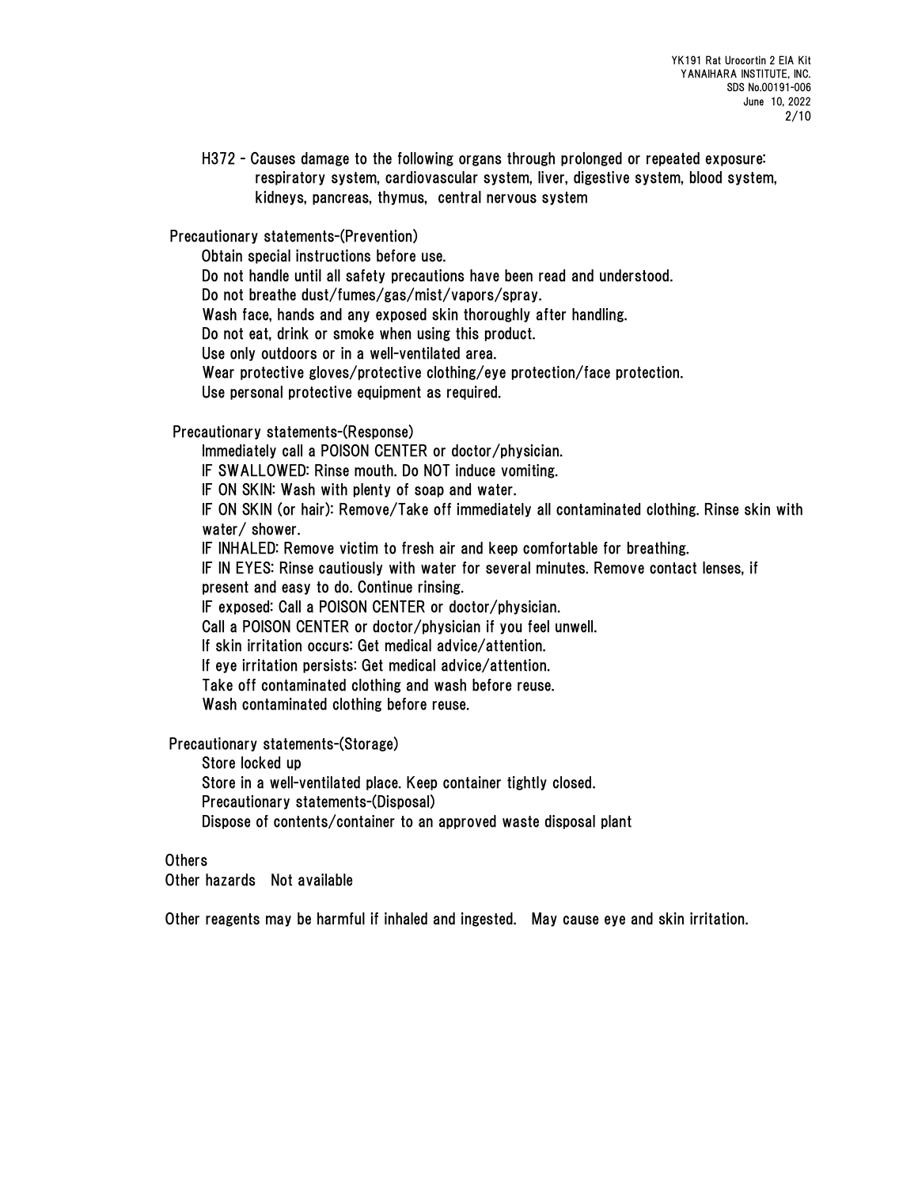H372 - Causes damage to the following organs through prolonged or repeated exposure: respiratory system, cardiovascular system, liver, digestive system, blood system, kidneys, pancreas, thymus, central nervous system

Precautionary statements-(Prevention)

Obtain special instructions before use.
Do not handle until all safety precautions have been read and understood.
Do not breathe dust/fumes/gas/mist/vapors/spray.
Wash face, hands and any exposed skin thoroughly after handling.
Do not eat, drink or smoke when using this product.
Use only outdoors or in a well-ventilated area.
Wear protective gloves/protective clothing/eye protection/face protection.
Use personal protective equipment as required.

Precautionary statements-(Response)

Immediately call a POISON CENTER or doctor/physician.
IF SWALLOWED: Rinse mouth. Do NOT induce vomiting.
IF ON SKIN: Wash with plenty of soap and water.
IF ON SKIN (or hair): Remove/Take off immediately all contaminated clothing. Rinse skin with water/ shower.
IF INHALED: Remove victim to fresh air and keep comfortable for breathing.
IF IN EYES: Rinse cautiously with water for several minutes. Remove contact lenses, if present and easy to do. Continue rinsing.
IF exposed: Call a POISON CENTER or doctor/physician.
Call a POISON CENTER or doctor/physician if you feel unwell.
If skin irritation occurs: Get medical advice/attention.
If eye irritation persists: Get medical advice/attention.
Take off contaminated clothing and wash before reuse.
Wash contaminated clothing before reuse.

Precautionary statements-(Storage)

Store locked up
Store in a well-ventilated place. Keep container tightly closed.
Precautionary statements-(Disposal)
Dispose of contents/container to an approved waste disposal plant

Others

Other hazards Not available

Other reagents may be harmful if inhaled and ingested. May cause eye and skin irritation.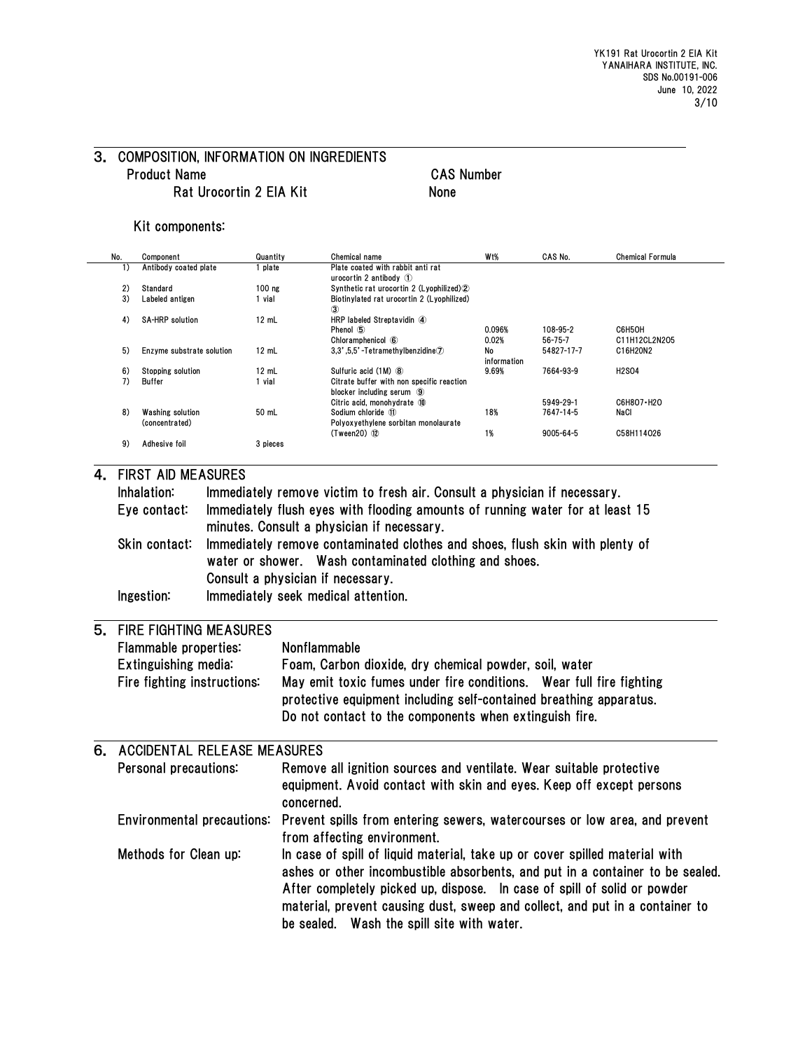## 3. COMPOSITION, INFORMATION ON INGREDIENTS

| Product Name | CAS Number |
|---|---|
| Rat Urocortin 2 EIA Kit | None |

Kit components:

| No. | Component | Quantity | Chemical name | Wt% | CAS No. | Chemical Formula |
|---|---|---|---|---|---|---|
| 1) | Antibody coated plate | 1 plate | Plate coated with rabbit anti rat urocortin 2 antibody ① | | | |
| 2) | Standard | 100 ng | Synthetic rat urocortin 2 (Lyophilized)② | | | |
| 3) | Labeled antigen | 1 vial | Biotinylated rat urocortin 2 (Lyophilized) ③ | | | |
| 4) | SA-HRP solution | 12 mL | HRP labeled Streptavidin ④ | | | |
| | | | Phenol ⑤ | 0.096% | 108-95-2 | $C_6H_5OH$ |
| | | | Chloramphenicol ⑥ | 0.02% | 56-75-7 | $C_{11}H_{12}Cl_2N_2O_5$ |
| 5) | Enzyme substrate solution | 12 mL | 3,3',5,5'-Tetramethylbenzidine⑦ | No information | 54827-17-7 | $C_{16}H_{20}N_2$ |
| 6) | Stopping solution | 12 mL | Sulfuric acid (1M) ⑧ | 9.69% | 7664-93-9 | $H_2SO_4$ |
| 7) | Buffer | 1 vial | Citrate buffer with non specific reaction blocker including serum ⑨ | | | |
| | | | Citric acid, monohydrate ⑩ | | 5949-29-1 | $C_6H_8O_7 \cdot H_2O$ |
| 8) | Washing solution (concentrated) | 50 mL | Sodium chloride ⑪ | 18% | 7647-14-5 | NaCl |
| | | | Polyoxyethylene sorbitan monolaurate (Tween20) ⑫ | 1% | 9005-64-5 | $C_{58}H_{114}O_{26}$ |
| 9) | Adhesive foil | 3 pieces | | | | |

## 4. FIRST AID MEASURES

**Inhalation:** Immediately remove victim to fresh air. Consult a physician if necessary.

**Eye contact:** Immediately flush eyes with flooding amounts of running water for at least 15 minutes. Consult a physician if necessary.

**Skin contact:** Immediately remove contaminated clothes and shoes, flush skin with plenty of water or shower. Wash contaminated clothing and shoes.
Consult a physician if necessary.

**Ingestion:** Immediately seek medical attention.

## 5. FIRE FIGHTING MEASURES

**Flammable properties:** Nonflammable

**Extinguishing media:** Foam, Carbon dioxide, dry chemical powder, soil, water

**Fire fighting instructions:** May emit toxic fumes under fire conditions. Wear full fire fighting protective equipment including self-contained breathing apparatus. Do not contact to the components when extinguish fire.

## 6. ACCIDENTAL RELEASE MEASURES

**Personal precautions:** Remove all ignition sources and ventilate. Wear suitable protective equipment. Avoid contact with skin and eyes. Keep off except persons concerned.

**Environmental precautions:** Prevent spills from entering sewers, watercourses or low area, and prevent from affecting environment.

**Methods for Clean up:** In case of spill of liquid material, take up or cover spilled material with ashes or other incombustible absorbents, and put in a container to be sealed. After completely picked up, dispose. In case of spill of solid or powder material, prevent causing dust, sweep and collect, and put in a container to be sealed. Wash the spill site with water.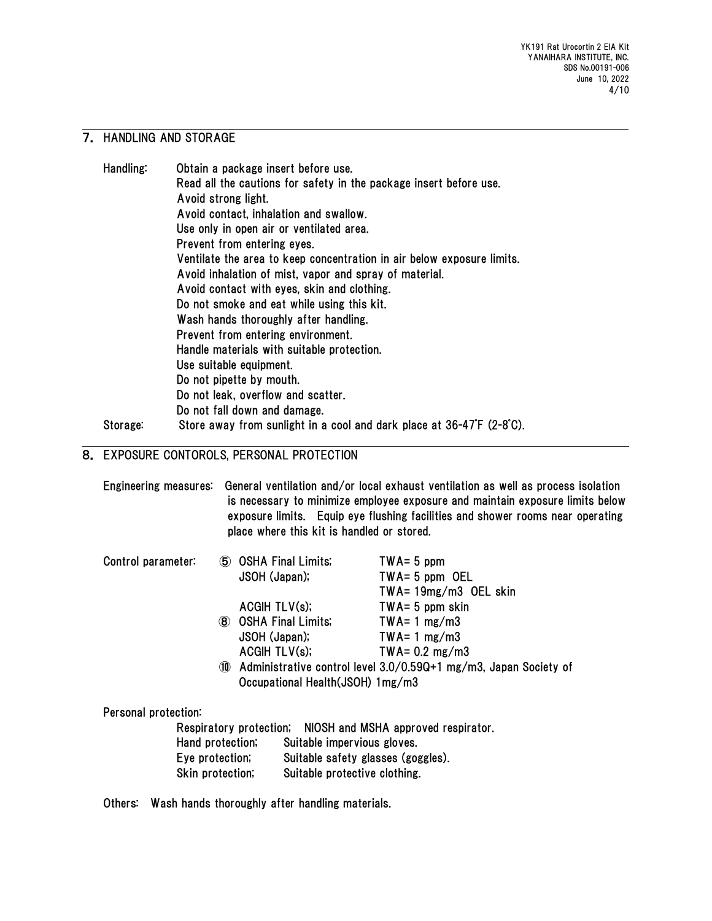## 7. HANDLING AND STORAGE

**Handling:**

Obtain a package insert before use.
Read all the cautions for safety in the package insert before use.
Avoid strong light.
Avoid contact, inhalation and swallow.
Use only in open air or ventilated area.
Prevent from entering eyes.
Ventilate the area to keep concentration in air below exposure limits.
Avoid inhalation of mist, vapor and spray of material.
Avoid contact with eyes, skin and clothing.
Do not smoke and eat while using this kit.
Wash hands thoroughly after handling.
Prevent from entering environment.
Handle materials with suitable protection.
Use suitable equipment.
Do not pipette by mouth.
Do not leak, overflow and scatter.
Do not fall down and damage.

**Storage:** Store away from sunlight in a cool and dark place at 36-47˚F (2-8˚C).

## 8. EXPOSURE CONTOROLS, PERSONAL PROTECTION

**Engineering measures:** General ventilation and/or local exhaust ventilation as well as process isolation is necessary to minimize employee exposure and maintain exposure limits below exposure limits. Equip eye flushing facilities and shower rooms near operating place where this kit is handled or stored.

**Control parameter:**

⑤ OSHA Final Limits; TWA= 5 ppm
JSOH (Japan); TWA= 5 ppm OEL
TWA= 19mg/m3 OEL skin
ACGIH TLV(s); TWA= 5 ppm skin

⑧ OSHA Final Limits; TWA= 1 mg/m3
JSOH (Japan); TWA= 1 mg/m3
ACGIH TLV(s); TWA= 0.2 mg/m3

⑩ Administrative control level 3.0/0.59Q+1 mg/m3, Japan Society of Occupational Health(JSOH) 1mg/m3

**Personal protection:**

Respiratory protection; NIOSH and MSHA approved respirator.
Hand protection; Suitable impervious gloves.
Eye protection; Suitable safety glasses (goggles).
Skin protection; Suitable protective clothing.

**Others:** Wash hands thoroughly after handling materials.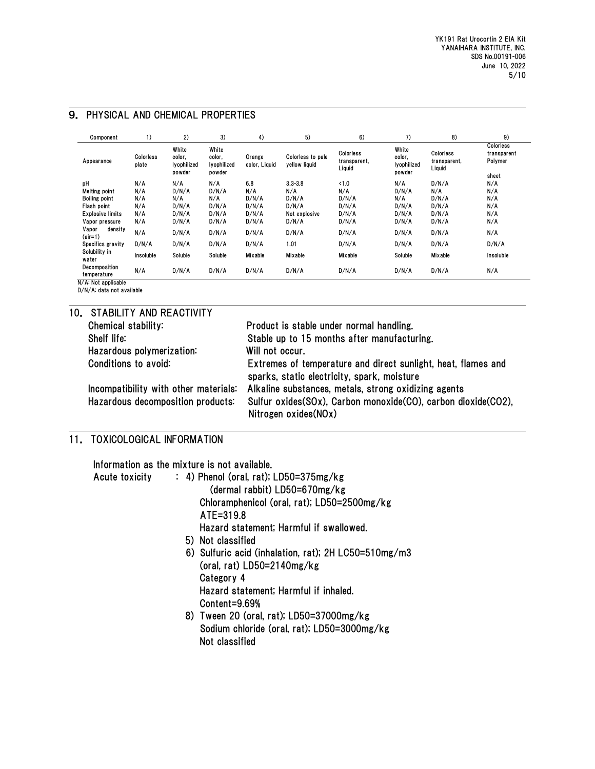## 9. PHYSICAL AND CHEMICAL PROPERTIES

| Component | 1) | 2) | 3) | 4) | 5) | 6) | 7) | 8) | 9) |
|---|---|---|---|---|---|---|---|---|---|
| Appearance | Colorless plate | White color, lyophilized powder | White color, lyophilized powder | Orange color, Liquid | Colorless to pale yellow liquid | Colorless transparent, Liquid | White color, lyophilized powder | Colorless transparent, Liquid | Colorless transparent Polymer sheet |
| pH | N/A | N/A | N/A | 6.8 | 3.3-3.8 | <1.0 | N/A | D/N/A | N/A |
| Melting point | N/A | D/N/A | D/N/A | N/A | N/A | N/A | D/N/A | N/A | N/A |
| Boiling point | N/A | N/A | N/A | D/N/A | D/N/A | D/N/A | N/A | D/N/A | N/A |
| Flash point | N/A | D/N/A | D/N/A | D/N/A | D/N/A | D/N/A | D/N/A | D/N/A | N/A |
| Explosive limits | N/A | D/N/A | D/N/A | D/N/A | Not explosive | D/N/A | D/N/A | D/N/A | N/A |
| Vapor pressure | N/A | D/N/A | D/N/A | D/N/A | D/N/A | D/N/A | D/N/A | D/N/A | N/A |
| Vapor density (air=1) | N/A | D/N/A | D/N/A | D/N/A | D/N/A | D/N/A | D/N/A | D/N/A | N/A |
| Specifics gravity | D/N/A | D/N/A | D/N/A | D/N/A | 1.01 | D/N/A | D/N/A | D/N/A | D/N/A |
| Solubility in water | Insoluble | Soluble | Soluble | Mixable | Mixable | Mixable | Soluble | Mixable | Insoluble |
| Decomposition temperature | N/A | D/N/A | D/N/A | D/N/A | D/N/A | D/N/A | D/N/A | D/N/A | N/A |

N/A: Not applicable
D/N/A: data not available

## 10. STABILITY AND REACTIVITY

Chemical stability: Product is stable under normal handling.
Shelf life: Stable up to 15 months after manufacturing.
Hazardous polymerization: Will not occur.
Conditions to avoid: Extremes of temperature and direct sunlight, heat, flames and sparks, static electricity, spark, moisture
Incompatibility with other materials: Alkaline substances, metals, strong oxidizing agents
Hazardous decomposition products: Sulfur oxides(SOx), Carbon monoxide(CO), carbon dioxide($CO_2$), Nitrogen oxides(NOx)

## 11. TOXICOLOGICAL INFORMATION

Information as the mixture is not available.

Acute toxicity :
4) Phenol (oral, rat); LD50=375mg/kg
(dermal rabbit) LD50=670mg/kg
Chloramphenicol (oral, rat); LD50=2500mg/kg
ATE=319.8
Hazard statement; Harmful if swallowed.

5) Not classified

6) Sulfuric acid (inhalation, rat); 2H LC50=510mg/m3
(oral, rat) LD50=2140mg/kg
Category 4
Hazard statement; Harmful if inhaled.
Content=9.69%

8) Tween 20 (oral, rat); LD50=37000mg/kg
Sodium chloride (oral, rat); LD50=3000mg/kg
Not classified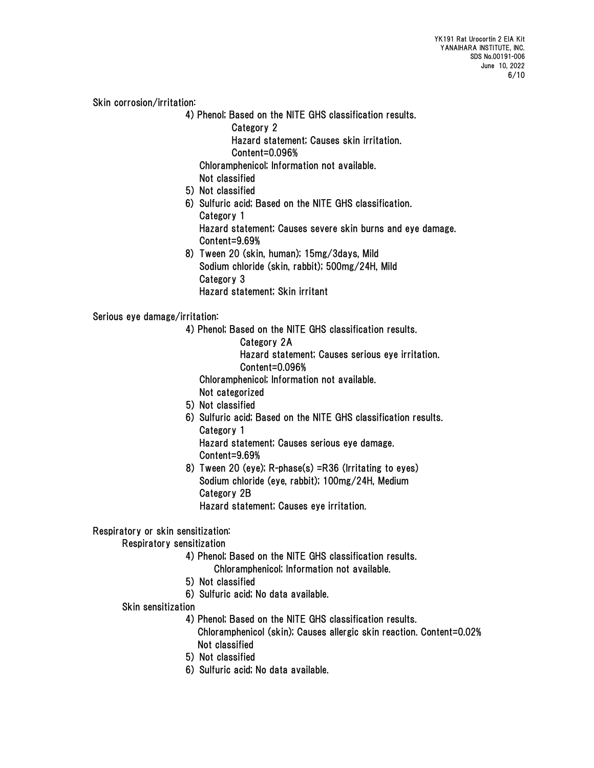Skin corrosion/irritation:

4) Phenol; Based on the NITE GHS classification results.
   Category 2
   Hazard statement; Causes skin irritation.
   Content=0.096%
   Chloramphenicol; Information not available.
   Not classified
5) Not classified
6) Sulfuric acid; Based on the NITE GHS classification.
   Category 1
   Hazard statement; Causes severe skin burns and eye damage.
   Content=9.69%
8) Tween 20 (skin, human); 15mg/3days, Mild
   Sodium chloride (skin, rabbit); 500mg/24H, Mild
   Category 3
   Hazard statement; Skin irritant

Serious eye damage/irritation:

4) Phenol; Based on the NITE GHS classification results.
   Category 2A
   Hazard statement; Causes serious eye irritation.
   Content=0.096%
   Chloramphenicol; Information not available.
   Not categorized
5) Not classified
6) Sulfuric acid; Based on the NITE GHS classification results.
   Category 1
   Hazard statement; Causes serious eye damage.
   Content=9.69%
8) Tween 20 (eye); R-phase(s) =R36 (Irritating to eyes)
   Sodium chloride (eye, rabbit); 100mg/24H, Medium
   Category 2B
   Hazard statement; Causes eye irritation.

Respiratory or skin sensitization:

Respiratory sensitization

4) Phenol; Based on the NITE GHS classification results.
   Chloramphenicol; Information not available.
5) Not classified
6) Sulfuric acid; No data available.

Skin sensitization

4) Phenol; Based on the NITE GHS classification results.
   Chloramphenicol (skin); Causes allergic skin reaction. Content=0.02%
   Not classified
5) Not classified
6) Sulfuric acid; No data available.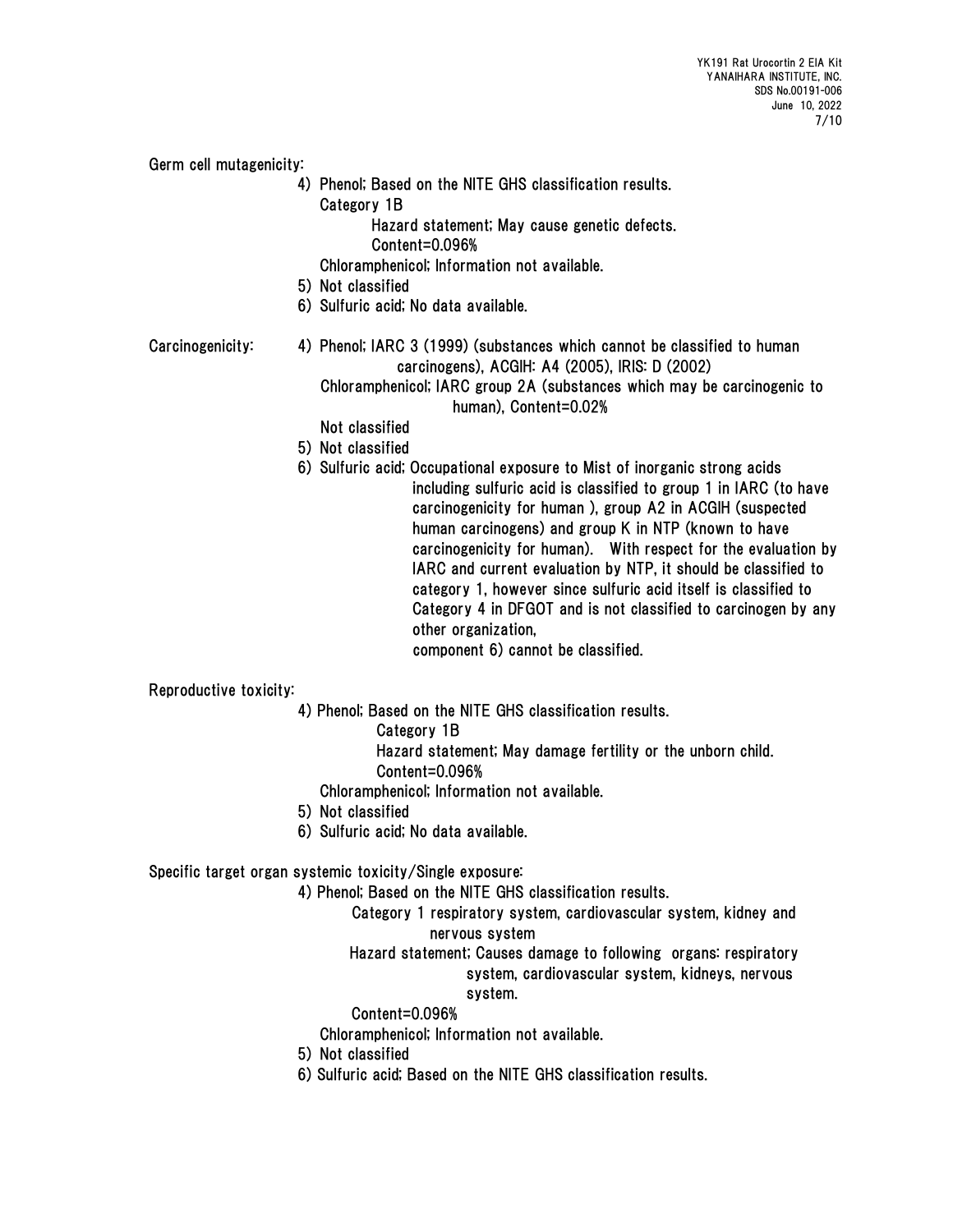**Germ cell mutagenicity:**

4) Phenol; Based on the NITE GHS classification results.
   Category 1B
   Hazard statement; May cause genetic defects.
   Content=0.096%
   Chloramphenicol; Information not available.

5) Not classified

6) Sulfuric acid; No data available.

**Carcinogenicity:**

4) Phenol; IARC 3 (1999) (substances which cannot be classified to human carcinogens), ACGIH: A4 (2005), IRIS: D (2002)
   Chloramphenicol; IARC group 2A (substances which may be carcinogenic to human), Content=0.02%
   Not classified

5) Not classified

6) Sulfuric acid; Occupational exposure to Mist of inorganic strong acids including sulfuric acid is classified to group 1 in IARC (to have carcinogenicity for human ), group A2 in ACGIH (suspected human carcinogens) and group K in NTP (known to have carcinogenicity for human). With respect for the evaluation by IARC and current evaluation by NTP, it should be classified to category 1, however since sulfuric acid itself is classified to Category 4 in DFGOT and is not classified to carcinogen by any other organization,
   component 6) cannot be classified.

**Reproductive toxicity:**

4) Phenol; Based on the NITE GHS classification results.
   Category 1B
   Hazard statement; May damage fertility or the unborn child.
   Content=0.096%
   Chloramphenicol; Information not available.

5) Not classified

6) Sulfuric acid; No data available.

**Specific target organ systemic toxicity/Single exposure:**

4) Phenol; Based on the NITE GHS classification results.
   Category 1 respiratory system, cardiovascular system, kidney and nervous system
   Hazard statement; Causes damage to following organs: respiratory system, cardiovascular system, kidneys, nervous system.
   Content=0.096%
   Chloramphenicol; Information not available.

5) Not classified

6) Sulfuric acid; Based on the NITE GHS classification results.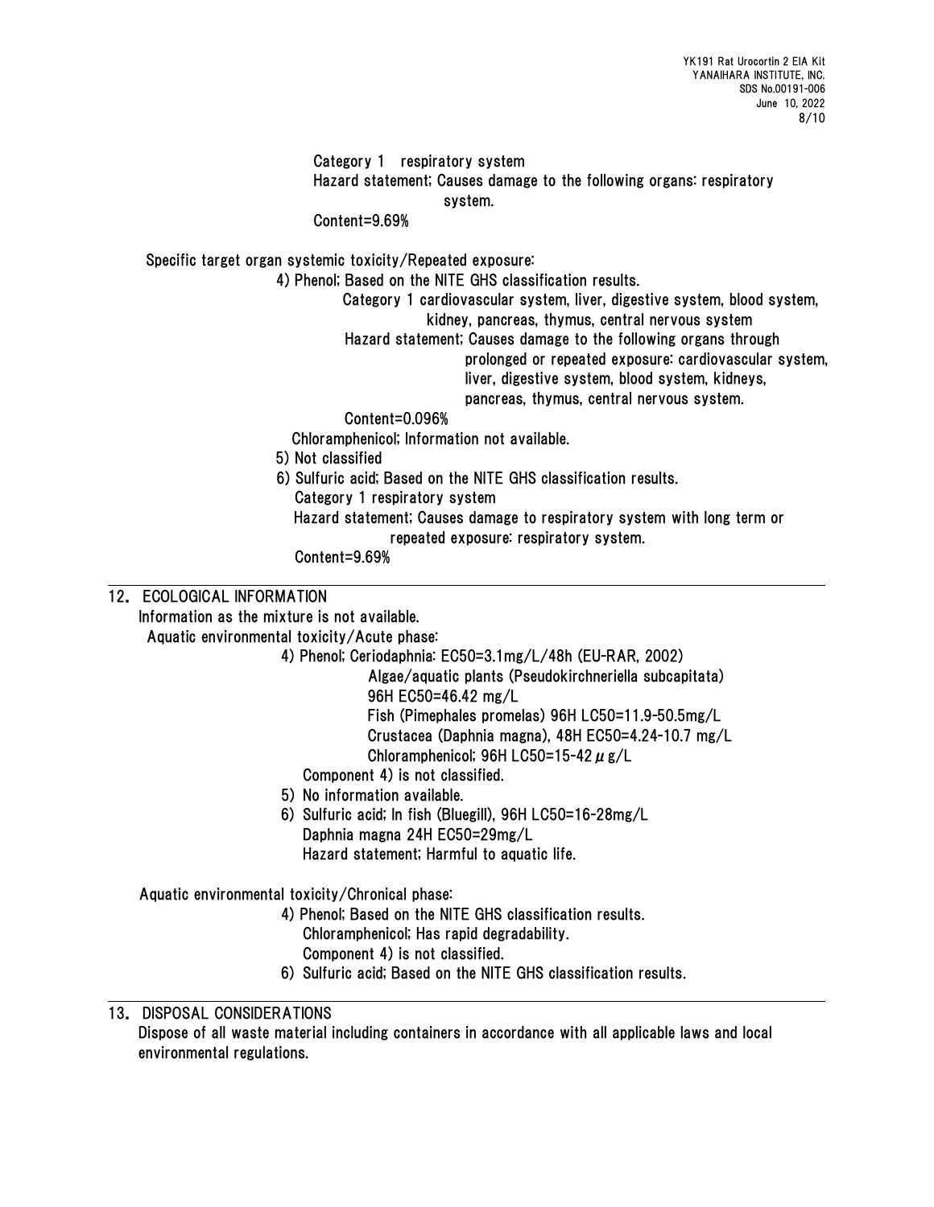Category 1 respiratory system

Hazard statement; Causes damage to the following organs: respiratory system.

Content=9.69%

Specific target organ systemic toxicity/Repeated exposure:

4) Phenol; Based on the NITE GHS classification results.

Category 1 cardiovascular system, liver, digestive system, blood system, kidney, pancreas, thymus, central nervous system

Hazard statement; Causes damage to the following organs through prolonged or repeated exposure: cardiovascular system, liver, digestive system, blood system, kidneys, pancreas, thymus, central nervous system.

Content=0.096%

Chloramphenicol; Information not available.

5) Not classified

6) Sulfuric acid; Based on the NITE GHS classification results.

Category 1 respiratory system

Hazard statement; Causes damage to respiratory system with long term or repeated exposure: respiratory system.

Content=9.69%

## 12. ECOLOGICAL INFORMATION

Information as the mixture is not available.

Aquatic environmental toxicity/Acute phase:

4) Phenol; Ceriodaphnia: EC50=3.1mg/L/48h (EU-RAR, 2002)

Algae/aquatic plants (Pseudokirchneriella subcapitata) 96H EC50=46.42 mg/L

Fish (Pimephales promelas) 96H LC50=11.9-50.5mg/L

Crustacea (Daphnia magna), 48H EC50=4.24-10.7 mg/L

Chloramphenicol; 96H LC50=15-42 $\mu$g/L

Component 4) is not classified.

5) No information available.

6) Sulfuric acid; In fish (Bluegill), 96H LC50=16-28mg/L

Daphnia magna 24H EC50=29mg/L

Hazard statement; Harmful to aquatic life.

Aquatic environmental toxicity/Chronical phase:

4) Phenol; Based on the NITE GHS classification results.

Chloramphenicol; Has rapid degradability.

Component 4) is not classified.

6) Sulfuric acid; Based on the NITE GHS classification results.

## 13. DISPOSAL CONSIDERATIONS

Dispose of all waste material including containers in accordance with all applicable laws and local environmental regulations.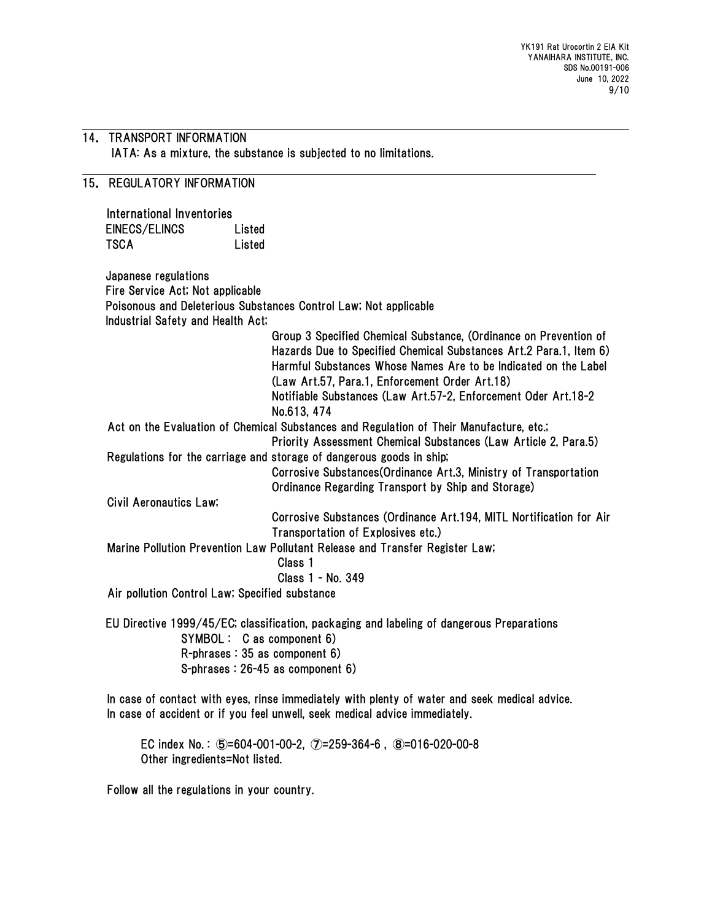## 14. TRANSPORT INFORMATION

IATA: As a mixture, the substance is subjected to no limitations.

## 15. REGULATORY INFORMATION

International Inventories

| | |
|---|---|
| EINECS/ELINCS | Listed |
| TSCA | Listed |

Japanese regulations

Fire Service Act; Not applicable

Poisonous and Deleterious Substances Control Law; Not applicable

Industrial Safety and Health Act;

Group 3 Specified Chemical Substance, (Ordinance on Prevention of Hazards Due to Specified Chemical Substances Art.2 Para.1, Item 6)
Harmful Substances Whose Names Are to be Indicated on the Label (Law Art.57, Para.1, Enforcement Order Art.18)
Notifiable Substances (Law Art.57-2, Enforcement Oder Art.18-2 No.613, 474

Act on the Evaluation of Chemical Substances and Regulation of Their Manufacture, etc.;

Priority Assessment Chemical Substances (Law Article 2, Para.5)

Regulations for the carriage and storage of dangerous goods in ship;

Corrosive Substances(Ordinance Art.3, Ministry of Transportation Ordinance Regarding Transport by Ship and Storage)

Civil Aeronautics Law;

Corrosive Substances (Ordinance Art.194, MITL Notification for Air Transportation of Explosives etc.)

Marine Pollution Prevention Law Pollutant Release and Transfer Register Law;

Class 1
Class 1 - No. 349

Air pollution Control Law; Specified substance

EU Directive 1999/45/EC; classification, packaging and labeling of dangerous Preparations

SYMBOL : C as component 6)
R-phrases : 35 as component 6)
S-phrases : 26-45 as component 6)

In case of contact with eyes, rinse immediately with plenty of water and seek medical advice.
In case of accident or if you feel unwell, seek medical advice immediately.

EC index No. : ⑤=604-001-00-2, ⑦=259-364-6 , ⑧=016-020-00-8
Other ingredients=Not listed.

Follow all the regulations in your country.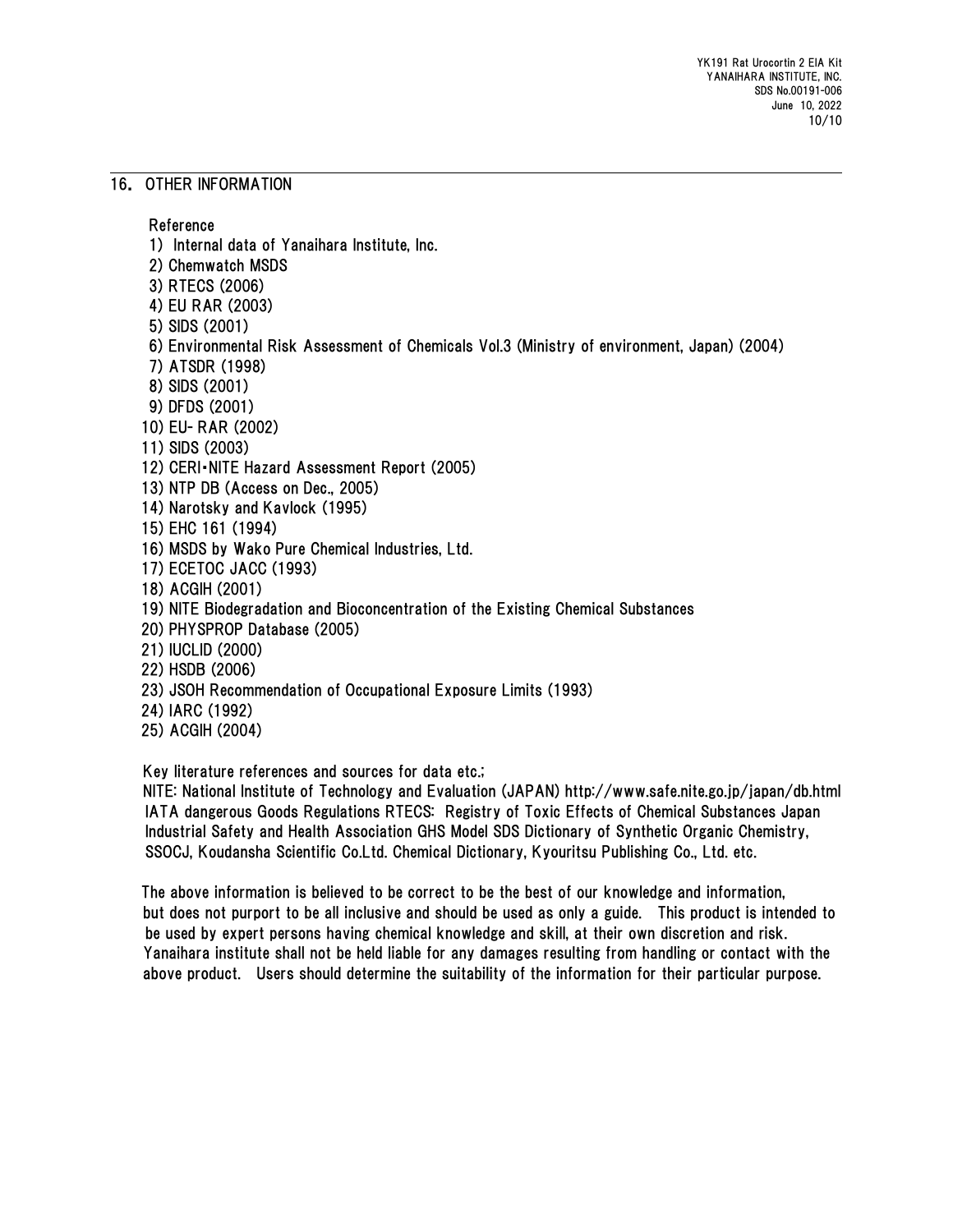## 16. OTHER INFORMATION

Reference

1) Internal data of Yanaihara Institute, Inc.
2) Chemwatch MSDS
3) RTECS (2006)
4) EU RAR (2003)
5) SIDS (2001)
6) Environmental Risk Assessment of Chemicals Vol.3 (Ministry of environment, Japan) (2004)
7) ATSDR (1998)
8) SIDS (2001)
9) DFDS (2001)
10) EU- RAR (2002)
11) SIDS (2003)
12) CERI・NITE Hazard Assessment Report (2005)
13) NTP DB (Access on Dec., 2005)
14) Narotsky and Kavlock (1995)
15) EHC 161 (1994)
16) MSDS by Wako Pure Chemical Industries, Ltd.
17) ECETOC JACC (1993)
18) ACGIH (2001)
19) NITE Biodegradation and Bioconcentration of the Existing Chemical Substances
20) PHYSPROP Database (2005)
21) IUCLID (2000)
22) HSDB (2006)
23) JSOH Recommendation of Occupational Exposure Limits (1993)
24) IARC (1992)
25) ACGIH (2004)

Key literature references and sources for data etc.;
NITE: National Institute of Technology and Evaluation (JAPAN) http://www.safe.nite.go.jp/japan/db.html IATA dangerous Goods Regulations RTECS: Registry of Toxic Effects of Chemical Substances Japan Industrial Safety and Health Association GHS Model SDS Dictionary of Synthetic Organic Chemistry, SSOCJ, Koudansha Scientific Co.Ltd. Chemical Dictionary, Kyouritsu Publishing Co., Ltd. etc.

The above information is believed to be correct to be the best of our knowledge and information, but does not purport to be all inclusive and should be used as only a guide. This product is intended to be used by expert persons having chemical knowledge and skill, at their own discretion and risk. Yanaihara institute shall not be held liable for any damages resulting from handling or contact with the above product. Users should determine the suitability of the information for their particular purpose.